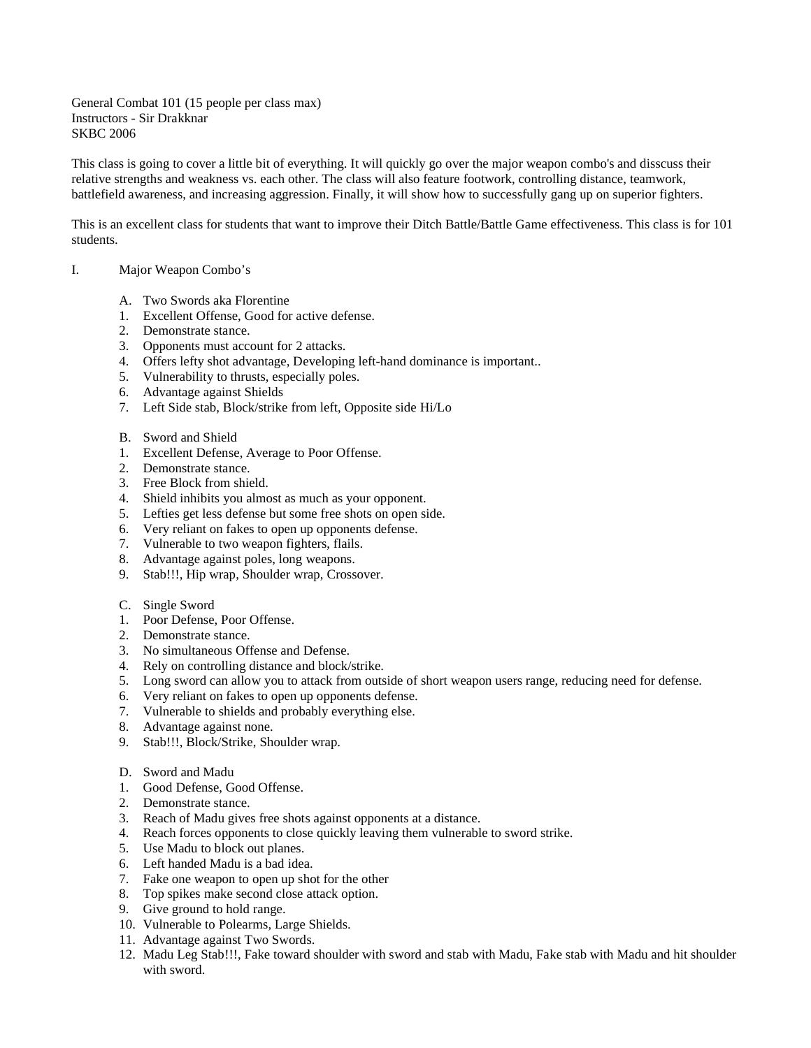General Combat 101 (15 people per class max)
Instructors - Sir Drakknar
SKBC 2006

This class is going to cover a little bit of everything. It will quickly go over the major weapon combo's and disscuss their relative strengths and weakness vs. each other. The class will also feature footwork, controlling distance, teamwork, battlefield awareness, and increasing aggression. Finally, it will show how to successfully gang up on superior fighters.

This is an excellent class for students that want to improve their Ditch Battle/Battle Game effectiveness. This class is for 101 students.

I. Major Weapon Combo's

A. Two Swords aka Florentine
1. Excellent Offense, Good for active defense.
2. Demonstrate stance.
3. Opponents must account for 2 attacks.
4. Offers lefty shot advantage, Developing left-hand dominance is important..
5. Vulnerability to thrusts, especially poles.
6. Advantage against Shields
7. Left Side stab, Block/strike from left, Opposite side Hi/Lo

B. Sword and Shield
1. Excellent Defense, Average to Poor Offense.
2. Demonstrate stance.
3. Free Block from shield.
4. Shield inhibits you almost as much as your opponent.
5. Lefties get less defense but some free shots on open side.
6. Very reliant on fakes to open up opponents defense.
7. Vulnerable to two weapon fighters, flails.
8. Advantage against poles, long weapons.
9. Stab!!!, Hip wrap, Shoulder wrap, Crossover.

C. Single Sword
1. Poor Defense, Poor Offense.
2. Demonstrate stance.
3. No simultaneous Offense and Defense.
4. Rely on controlling distance and block/strike.
5. Long sword can allow you to attack from outside of short weapon users range, reducing need for defense.
6. Very reliant on fakes to open up opponents defense.
7. Vulnerable to shields and probably everything else.
8. Advantage against none.
9. Stab!!!, Block/Strike, Shoulder wrap.

D. Sword and Madu
1. Good Defense, Good Offense.
2. Demonstrate stance.
3. Reach of Madu gives free shots against opponents at a distance.
4. Reach forces opponents to close quickly leaving them vulnerable to sword strike.
5. Use Madu to block out planes.
6. Left handed Madu is a bad idea.
7. Fake one weapon to open up shot for the other
8. Top spikes make second close attack option.
9. Give ground to hold range.
10. Vulnerable to Polearms, Large Shields.
11. Advantage against Two Swords.
12. Madu Leg Stab!!!, Fake toward shoulder with sword and stab with Madu, Fake stab with Madu and hit shoulder with sword.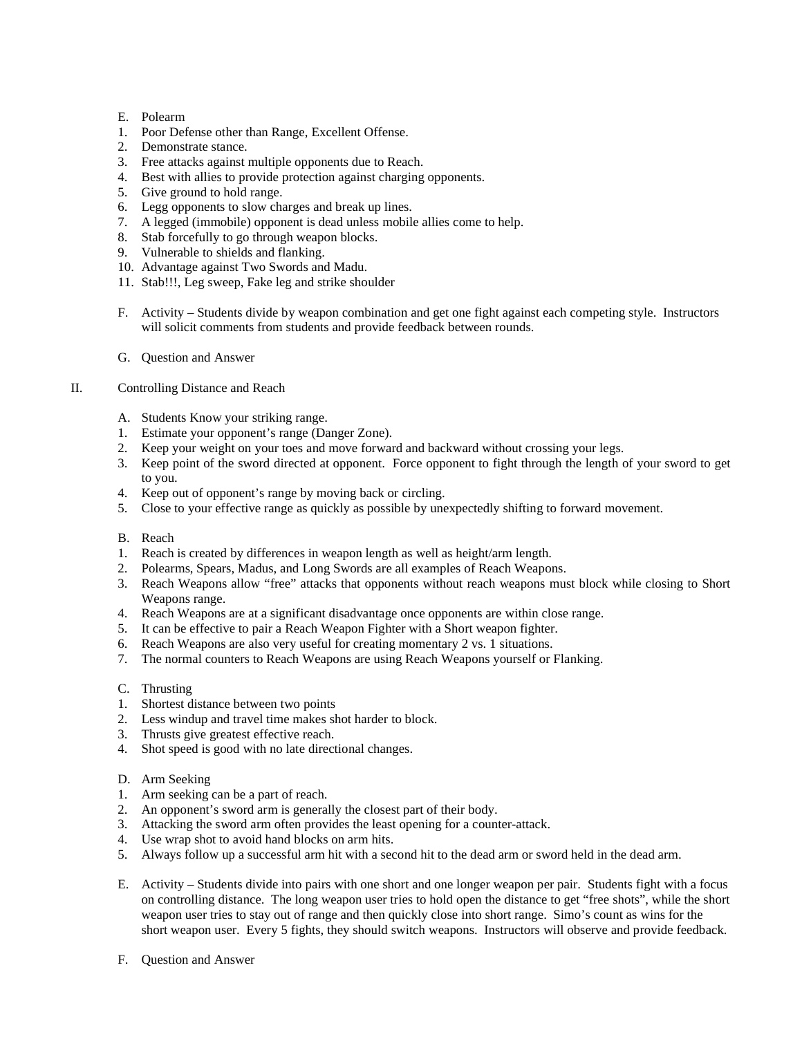E. Polearm

1. Poor Defense other than Range, Excellent Offense.
2. Demonstrate stance.
3. Free attacks against multiple opponents due to Reach.
4. Best with allies to provide protection against charging opponents.
5. Give ground to hold range.
6. Legg opponents to slow charges and break up lines.
7. A legged (immobile) opponent is dead unless mobile allies come to help.
8. Stab forcefully to go through weapon blocks.
9. Vulnerable to shields and flanking.
10. Advantage against Two Swords and Madu.
11. Stab!!!, Leg sweep, Fake leg and strike shoulder

F. Activity – Students divide by weapon combination and get one fight against each competing style. Instructors will solicit comments from students and provide feedback between rounds.

G. Question and Answer

## II. Controlling Distance and Reach

A. Students Know your striking range.

1. Estimate your opponent's range (Danger Zone).
2. Keep your weight on your toes and move forward and backward without crossing your legs.
3. Keep point of the sword directed at opponent. Force opponent to fight through the length of your sword to get to you.
4. Keep out of opponent's range by moving back or circling.
5. Close to your effective range as quickly as possible by unexpectedly shifting to forward movement.

B. Reach

1. Reach is created by differences in weapon length as well as height/arm length.
2. Polearms, Spears, Madus, and Long Swords are all examples of Reach Weapons.
3. Reach Weapons allow "free" attacks that opponents without reach weapons must block while closing to Short Weapons range.
4. Reach Weapons are at a significant disadvantage once opponents are within close range.
5. It can be effective to pair a Reach Weapon Fighter with a Short weapon fighter.
6. Reach Weapons are also very useful for creating momentary 2 vs. 1 situations.
7. The normal counters to Reach Weapons are using Reach Weapons yourself or Flanking.

C. Thrusting

1. Shortest distance between two points
2. Less windup and travel time makes shot harder to block.
3. Thrusts give greatest effective reach.
4. Shot speed is good with no late directional changes.

D. Arm Seeking

1. Arm seeking can be a part of reach.
2. An opponent's sword arm is generally the closest part of their body.
3. Attacking the sword arm often provides the least opening for a counter-attack.
4. Use wrap shot to avoid hand blocks on arm hits.
5. Always follow up a successful arm hit with a second hit to the dead arm or sword held in the dead arm.

E. Activity – Students divide into pairs with one short and one longer weapon per pair. Students fight with a focus on controlling distance. The long weapon user tries to hold open the distance to get "free shots", while the short weapon user tries to stay out of range and then quickly close into short range. Simo's count as wins for the short weapon user. Every 5 fights, they should switch weapons. Instructors will observe and provide feedback.

F. Question and Answer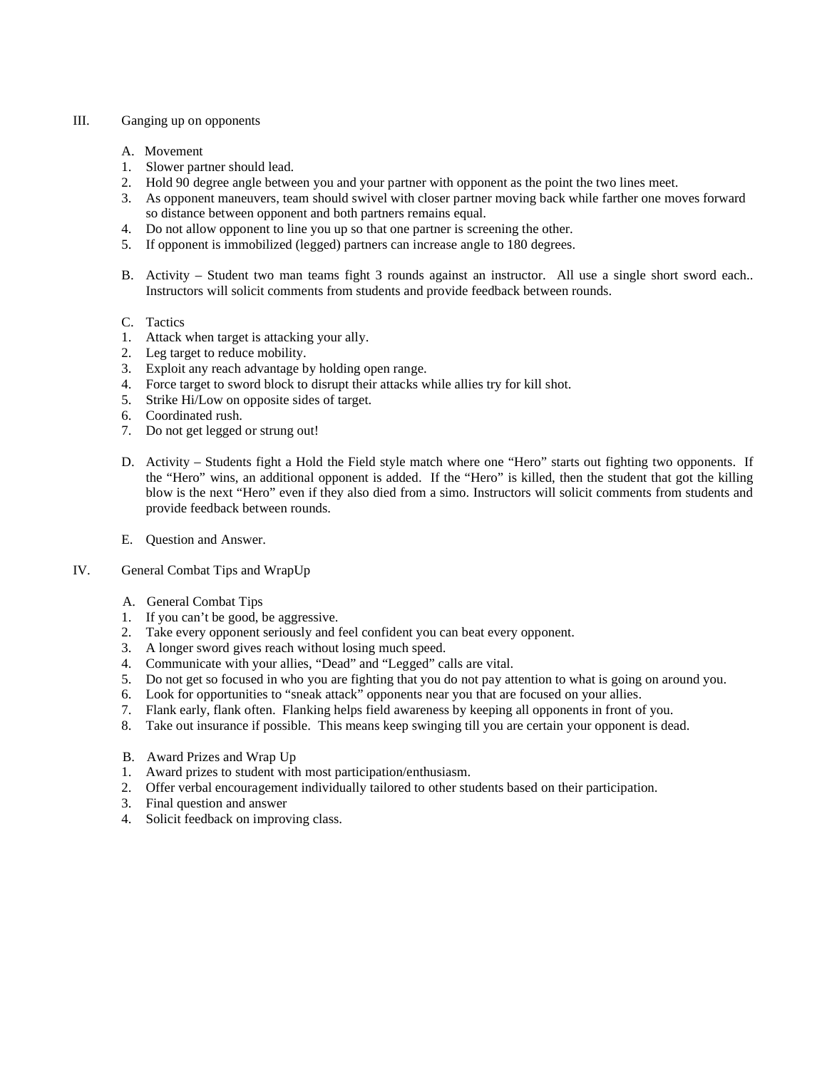III. Ganging up on opponents

A. Movement

1. Slower partner should lead.
2. Hold 90 degree angle between you and your partner with opponent as the point the two lines meet.
3. As opponent maneuvers, team should swivel with closer partner moving back while farther one moves forward so distance between opponent and both partners remains equal.
4. Do not allow opponent to line you up so that one partner is screening the other.
5. If opponent is immobilized (legged) partners can increase angle to 180 degrees.

B. Activity – Student two man teams fight 3 rounds against an instructor. All use a single short sword each.. Instructors will solicit comments from students and provide feedback between rounds.

C. Tactics

1. Attack when target is attacking your ally.
2. Leg target to reduce mobility.
3. Exploit any reach advantage by holding open range.
4. Force target to sword block to disrupt their attacks while allies try for kill shot.
5. Strike Hi/Low on opposite sides of target.
6. Coordinated rush.
7. Do not get legged or strung out!

D. Activity – Students fight a Hold the Field style match where one “Hero” starts out fighting two opponents. If the “Hero” wins, an additional opponent is added. If the “Hero” is killed, then the student that got the killing blow is the next “Hero” even if they also died from a simo. Instructors will solicit comments from students and provide feedback between rounds.

E. Question and Answer.

IV. General Combat Tips and WrapUp

A. General Combat Tips

1. If you can’t be good, be aggressive.
2. Take every opponent seriously and feel confident you can beat every opponent.
3. A longer sword gives reach without losing much speed.
4. Communicate with your allies, “Dead” and “Legged” calls are vital.
5. Do not get so focused in who you are fighting that you do not pay attention to what is going on around you.
6. Look for opportunities to “sneak attack” opponents near you that are focused on your allies.
7. Flank early, flank often. Flanking helps field awareness by keeping all opponents in front of you.
8. Take out insurance if possible. This means keep swinging till you are certain your opponent is dead.

B. Award Prizes and Wrap Up

1. Award prizes to student with most participation/enthusiasm.
2. Offer verbal encouragement individually tailored to other students based on their participation.
3. Final question and answer
4. Solicit feedback on improving class.